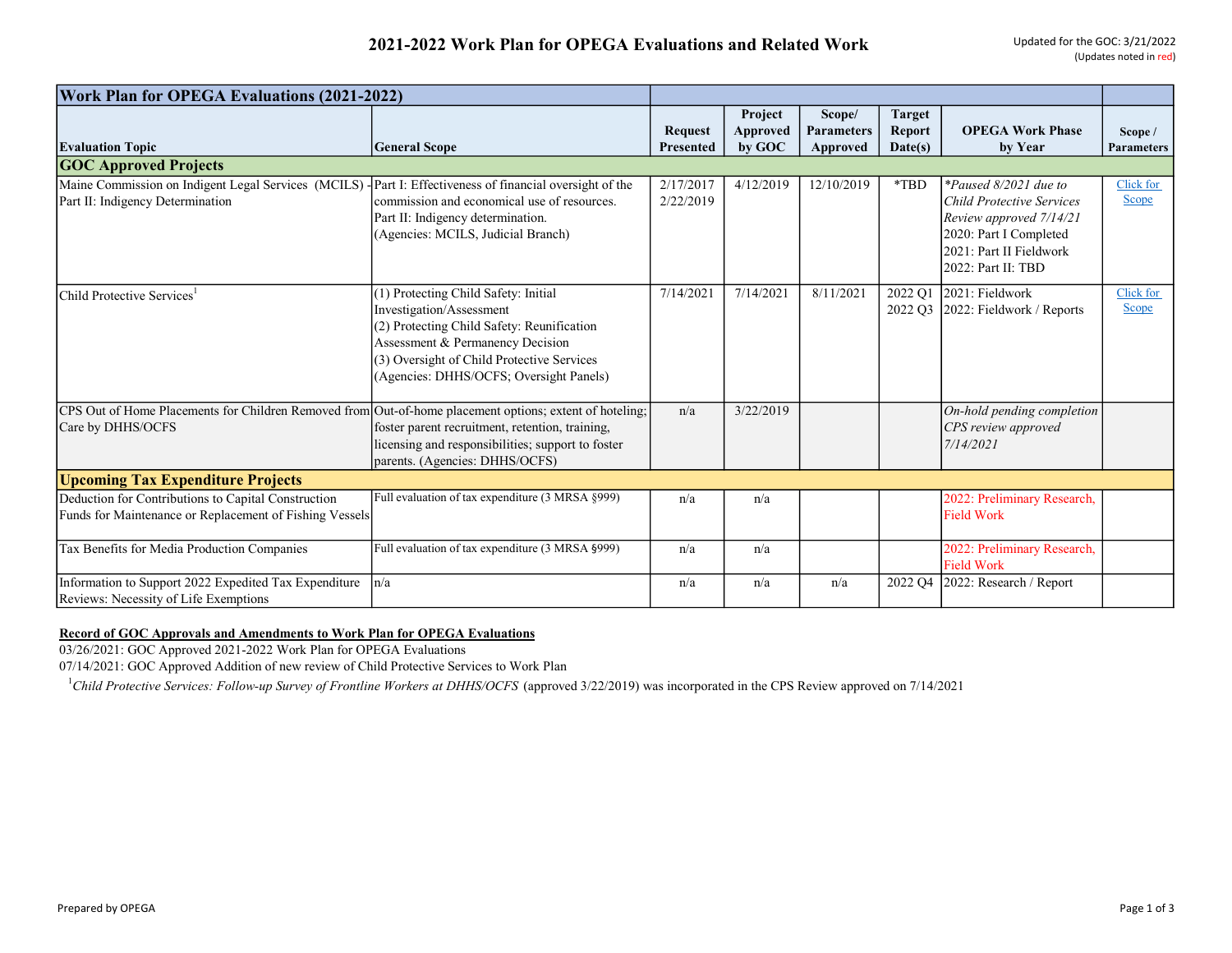# 2021-2022 Work Plan for OPEGA Evaluations and Related Work

Updated for the GOC: 3/21/2022
(Updates noted in red)

| Work Plan for OPEGA Evaluations (2021-2022) | | | | | | | |
|---|---|---|---|---|---|---|---|
| **Evaluation Topic** | **General Scope** | **Request Presented** | **Project Approved by GOC** | **Scope/ Parameters Approved** | **Target Report Date(s)** | **OPEGA Work Phase by Year** | **Scope / Parameters** |
| **GOC Approved Projects** | | | | | | | |
| Maine Commission on Indigent Legal Services (MCILS) - Part II: Indigency Determination | Part I: Effectiveness of financial oversight of the commission and economical use of resources. Part II: Indigency determination. (Agencies: MCILS, Judicial Branch) | 2/17/2017 2/22/2019 | 4/12/2019 | 12/10/2019 | *TBD | *Paused 8/2021 due to Child Protective Services Review approved 7/14/21* 2020: Part I Completed 2021: Part II Fieldwork 2022: Part II: TBD | Click for Scope |
| Child Protective Services[1] | (1) Protecting Child Safety: Initial Investigation/Assessment (2) Protecting Child Safety: Reunification Assessment & Permanency Decision (3) Oversight of Child Protective Services (Agencies: DHHS/OCFS; Oversight Panels) | 7/14/2021 | 7/14/2021 | 8/11/2021 | 2022 Q1 2022 Q3 | 2021: Fieldwork 2022: Fieldwork / Reports | Click for Scope |
| CPS Out of Home Placements for Children Removed from Care by DHHS/OCFS | Out-of-home placement options; extent of hoteling; foster parent recruitment, retention, training, licensing and responsibilities; support to foster parents. (Agencies: DHHS/OCFS) | n/a | 3/22/2019 | | | *On-hold pending completion CPS review approved 7/14/2021* | |
| **Upcoming Tax Expenditure Projects** | | | | | | | |
| Deduction for Contributions to Capital Construction Funds for Maintenance or Replacement of Fishing Vessels | Full evaluation of tax expenditure (3 MRSA §999) | n/a | n/a | | | 2022: Preliminary Research, Field Work | |
| Tax Benefits for Media Production Companies | Full evaluation of tax expenditure (3 MRSA §999) | n/a | n/a | | | 2022: Preliminary Research, Field Work | |
| Information to Support 2022 Expedited Tax Expenditure Reviews: Necessity of Life Exemptions | n/a | n/a | n/a | n/a | 2022 Q4 | 2022: Research / Report | |

**Record of GOC Approvals and Amendments to Work Plan for OPEGA Evaluations**

03/26/2021: GOC Approved 2021-2022 Work Plan for OPEGA Evaluations

07/14/2021: GOC Approved Addition of new review of Child Protective Services to Work Plan

[1]*Child Protective Services: Follow-up Survey of Frontline Workers at DHHS/OCFS* (approved 3/22/2019) was incorporated in the CPS Review approved on 7/14/2021

Prepared by OPEGA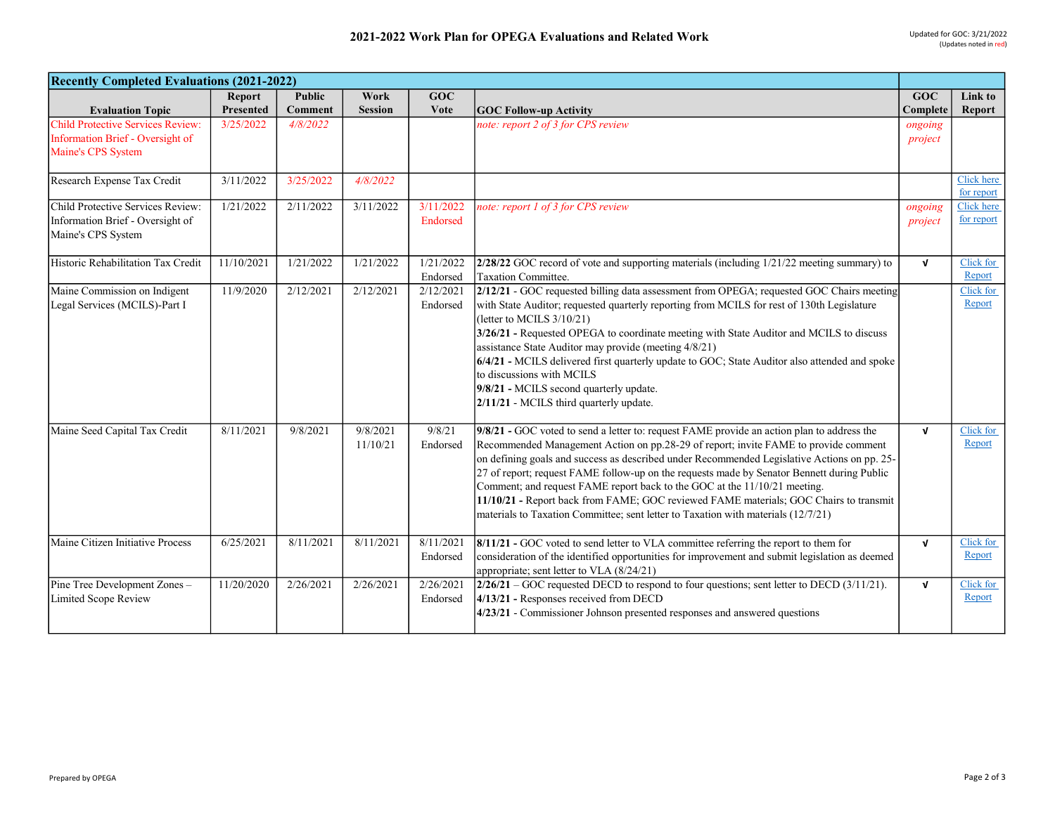# 2021-2022 Work Plan for OPEGA Evaluations and Related Work

Updated for GOC: 3/21/2022
(Updates noted in red)

| Recently Completed Evaluations (2021-2022) | | | | | | | |
|---|---|---|---|---|---|---|---|
| **Evaluation Topic** | **Report Presented** | **Public Comment** | **Work Session** | **GOC Vote** | **GOC Follow-up Activity** | **GOC Complete** | **Link to Report** |
| Child Protective Services Review: Information Brief - Oversight of Maine's CPS System | 3/25/2022 | *4/8/2022* | | | *note: report 2 of 3 for CPS review* | *ongoing project* | |
| Research Expense Tax Credit | 3/11/2022 | 3/25/2022 | *4/8/2022* | | | | Click here for report |
| Child Protective Services Review: Information Brief - Oversight of Maine's CPS System | 1/21/2022 | 2/11/2022 | 3/11/2022 | 3/11/2022 Endorsed | *note: report 1 of 3 for CPS review* | *ongoing project* | Click here for report |
| Historic Rehabilitation Tax Credit | 11/10/2021 | 1/21/2022 | 1/21/2022 | 1/21/2022 Endorsed | **2/28/22** GOC record of vote and supporting materials (including 1/21/22 meeting summary) to Taxation Committee. | √ | Click for Report |
| Maine Commission on Indigent Legal Services (MCILS)-Part I | 11/9/2020 | 2/12/2021 | 2/12/2021 | 2/12/2021 Endorsed | **2/12/21** - GOC requested billing data assessment from OPEGA; requested GOC Chairs meeting with State Auditor; requested quarterly reporting from MCILS for rest of 130th Legislature (letter to MCILS 3/10/21)<br>**3/26/21 -** Requested OPEGA to coordinate meeting with State Auditor and MCILS to discuss assistance State Auditor may provide (meeting 4/8/21)<br>**6/4/21 -** MCILS delivered first quarterly update to GOC; State Auditor also attended and spoke to discussions with MCILS<br>**9/8/21 -** MCILS second quarterly update.<br>**2/11/21** - MCILS third quarterly update. | | Click for Report |
| Maine Seed Capital Tax Credit | 8/11/2021 | 9/8/2021 | 9/8/2021<br>11/10/21 | 9/8/21 Endorsed | **9/8/21 -** GOC voted to send a letter to: request FAME provide an action plan to address the Recommended Management Action on pp.28-29 of report; invite FAME to provide comment on defining goals and success as described under Recommended Legislative Actions on pp. 25-27 of report; request FAME follow-up on the requests made by Senator Bennett during Public Comment; and request FAME report back to the GOC at the 11/10/21 meeting.<br>**11/10/21 -** Report back from FAME; GOC reviewed FAME materials; GOC Chairs to transmit materials to Taxation Committee; sent letter to Taxation with materials (12/7/21) | √ | Click for Report |
| Maine Citizen Initiative Process | 6/25/2021 | 8/11/2021 | 8/11/2021 | 8/11/2021 Endorsed | **8/11/21 -** GOC voted to send letter to VLA committee referring the report to them for consideration of the identified opportunities for improvement and submit legislation as deemed appropriate; sent letter to VLA (8/24/21) | √ | Click for Report |
| Pine Tree Development Zones – Limited Scope Review | 11/20/2020 | 2/26/2021 | 2/26/2021 | 2/26/2021 Endorsed | **2/26/21** – GOC requested DECD to respond to four questions; sent letter to DECD (3/11/21).<br>**4/13/21 -** Responses received from DECD<br>**4/23/21** - Commissioner Johnson presented responses and answered questions | √ | Click for Report |

Prepared by OPEGA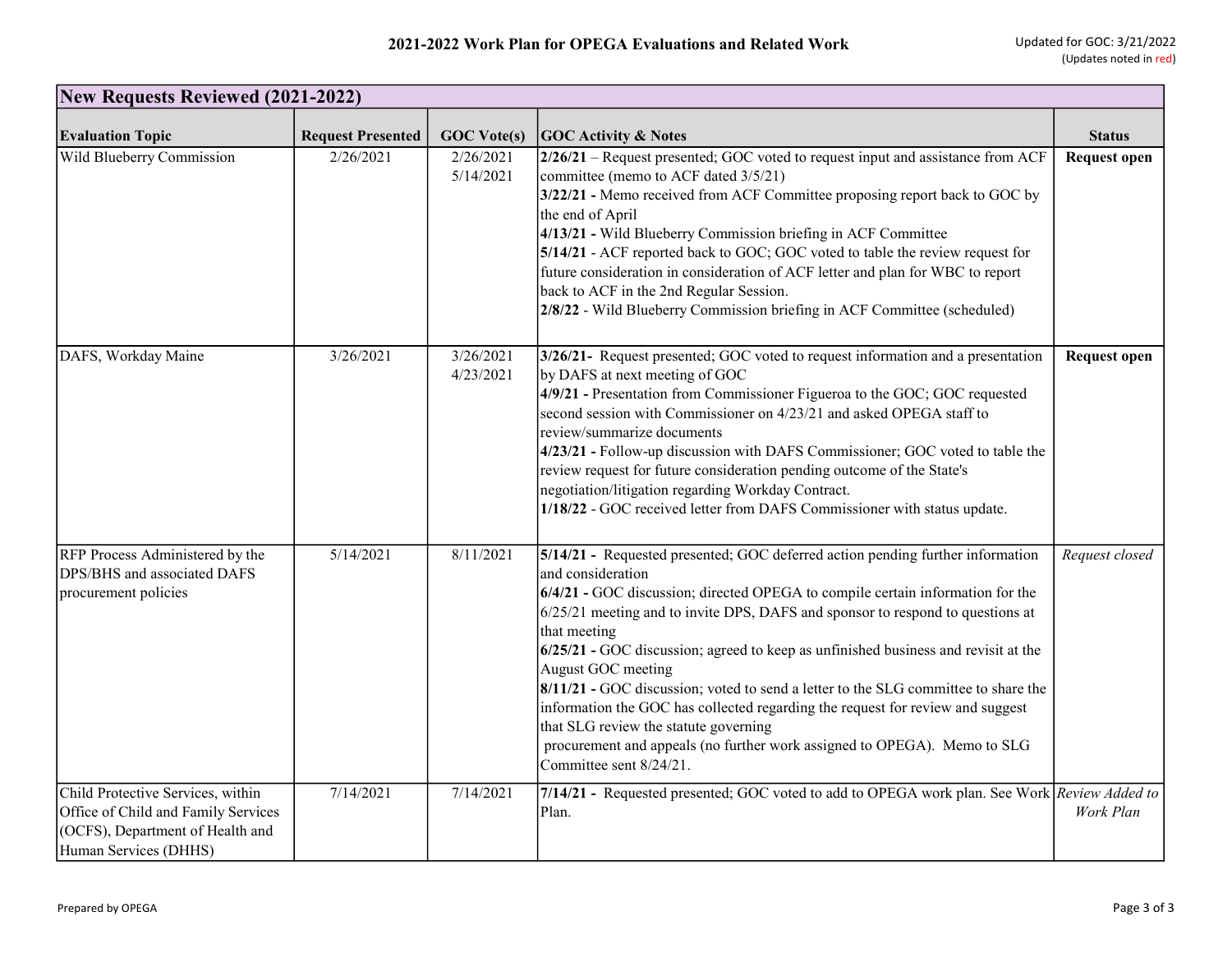**2021-2022 Work Plan for OPEGA Evaluations and Related Work**

Updated for GOC: 3/21/2022
(Updates noted in red)

| New Requests Reviewed (2021-2022) | | | | |
|---|---|---|---|---|
| **Evaluation Topic** | **Request Presented** | **GOC Vote(s)** | **GOC Activity & Notes** | **Status** |
| Wild Blueberry Commission | 2/26/2021 | 2/26/2021<br>5/14/2021 | **2/26/21** – Request presented; GOC voted to request input and assistance from ACF committee (memo to ACF dated 3/5/21)<br>**3/22/21 -** Memo received from ACF Committee proposing report back to GOC by the end of April<br>**4/13/21 -** Wild Blueberry Commission briefing in ACF Committee<br>**5/14/21** - ACF reported back to GOC; GOC voted to table the review request for future consideration in consideration of ACF letter and plan for WBC to report back to ACF in the 2nd Regular Session.<br>**2/8/22** - Wild Blueberry Commission briefing in ACF Committee (scheduled) | **Request open** |
| DAFS, Workday Maine | 3/26/2021 | 3/26/2021<br>4/23/2021 | **3/26/21-** Request presented; GOC voted to request information and a presentation by DAFS at next meeting of GOC<br>**4/9/21 -** Presentation from Commissioner Figueroa to the GOC; GOC requested second session with Commissioner on 4/23/21 and asked OPEGA staff to review/summarize documents<br>**4/23/21 -** Follow-up discussion with DAFS Commissioner; GOC voted to table the review request for future consideration pending outcome of the State's negotiation/litigation regarding Workday Contract.<br>**1/18/22** - GOC received letter from DAFS Commissioner with status update. | **Request open** |
| RFP Process Administered by the DPS/BHS and associated DAFS procurement policies | 5/14/2021 | 8/11/2021 | **5/14/21 -** Requested presented; GOC deferred action pending further information and consideration<br>**6/4/21 -** GOC discussion; directed OPEGA to compile certain information for the 6/25/21 meeting and to invite DPS, DAFS and sponsor to respond to questions at that meeting<br>**6/25/21 -** GOC discussion; agreed to keep as unfinished business and revisit at the August GOC meeting<br>**8/11/21 -** GOC discussion; voted to send a letter to the SLG committee to share the information the GOC has collected regarding the request for review and suggest that SLG review the statute governing procurement and appeals (no further work assigned to OPEGA). Memo to SLG Committee sent 8/24/21. | *Request closed* |
| Child Protective Services, within Office of Child and Family Services (OCFS), Department of Health and Human Services (DHHS) | 7/14/2021 | 7/14/2021 | **7/14/21 -** Requested presented; GOC voted to add to OPEGA work plan. See Work Plan. | *Review Added to Work Plan* |

Prepared by OPEGA